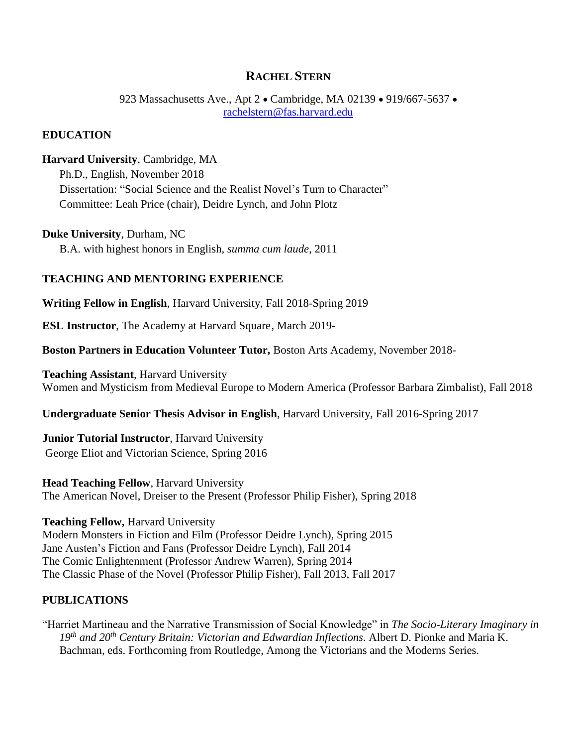# RACHEL STERN

923 Massachusetts Ave., Apt 2 • Cambridge, MA 02139 • 919/667-5637 • rachelstern@fas.harvard.edu

## EDUCATION

**Harvard University**, Cambridge, MA
Ph.D., English, November 2018
Dissertation: "Social Science and the Realist Novel's Turn to Character"
Committee: Leah Price (chair), Deidre Lynch, and John Plotz

**Duke University**, Durham, NC
B.A. with highest honors in English, *summa cum laude*, 2011

## TEACHING AND MENTORING EXPERIENCE

**Writing Fellow in English**, Harvard University, Fall 2018-Spring 2019

**ESL Instructor**, The Academy at Harvard Square, March 2019-

**Boston Partners in Education Volunteer Tutor,** Boston Arts Academy, November 2018-

**Teaching Assistant**, Harvard University
Women and Mysticism from Medieval Europe to Modern America (Professor Barbara Zimbalist), Fall 2018

**Undergraduate Senior Thesis Advisor in English**, Harvard University, Fall 2016-Spring 2017

**Junior Tutorial Instructor**, Harvard University
George Eliot and Victorian Science, Spring 2016

**Head Teaching Fellow**, Harvard University
The American Novel, Dreiser to the Present (Professor Philip Fisher), Spring 2018

**Teaching Fellow,** Harvard University
Modern Monsters in Fiction and Film (Professor Deidre Lynch), Spring 2015
Jane Austen's Fiction and Fans (Professor Deidre Lynch), Fall 2014
The Comic Enlightenment (Professor Andrew Warren), Spring 2014
The Classic Phase of the Novel (Professor Philip Fisher), Fall 2013, Fall 2017

## PUBLICATIONS

"Harriet Martineau and the Narrative Transmission of Social Knowledge" in *The Socio-Literary Imaginary in 19th and 20th Century Britain: Victorian and Edwardian Inflections*. Albert D. Pionke and Maria K. Bachman, eds. Forthcoming from Routledge, Among the Victorians and the Moderns Series.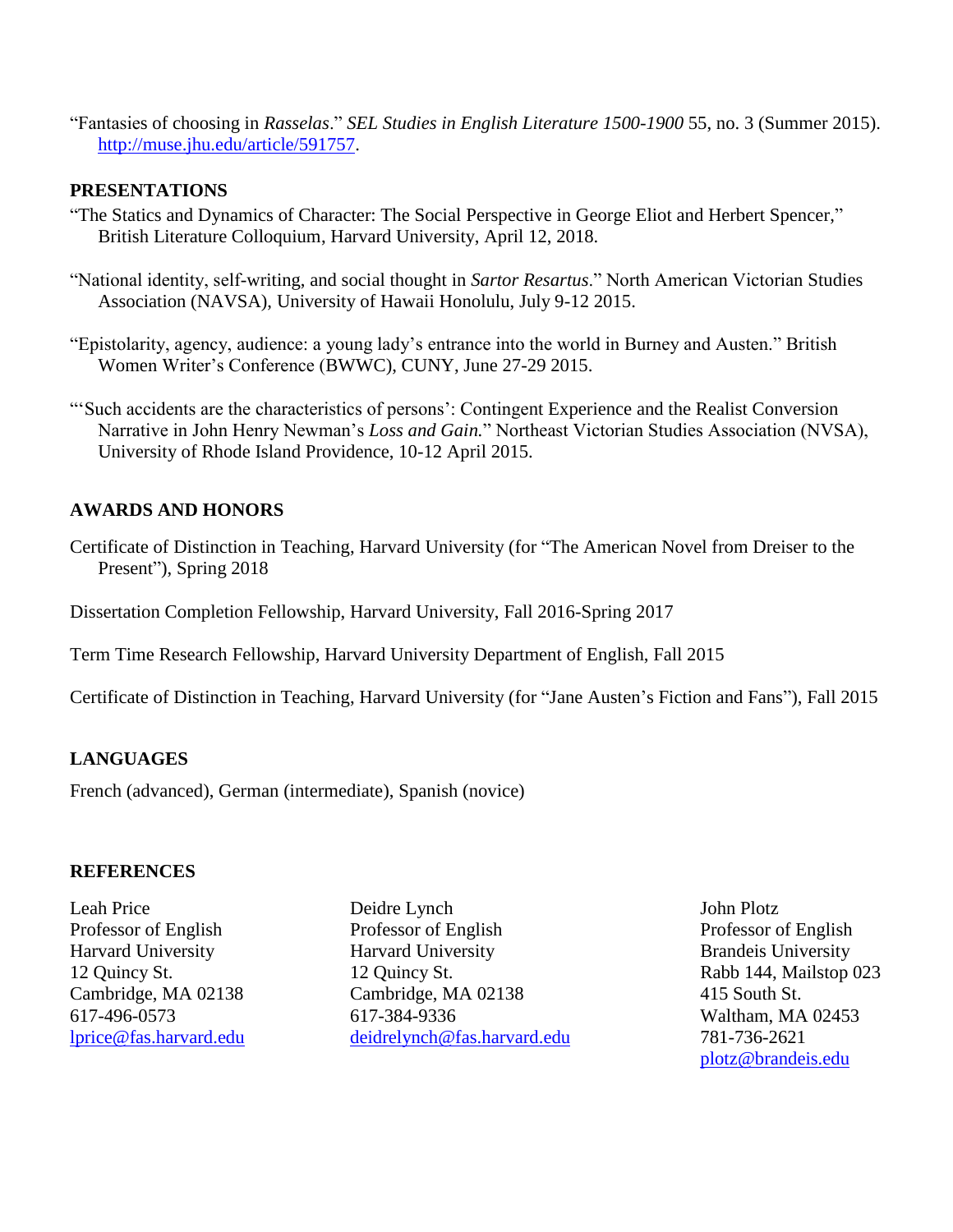"Fantasies of choosing in *Rasselas*." *SEL Studies in English Literature 1500-1900* 55, no. 3 (Summer 2015). http://muse.jhu.edu/article/591757.

## PRESENTATIONS

"The Statics and Dynamics of Character: The Social Perspective in George Eliot and Herbert Spencer," British Literature Colloquium, Harvard University, April 12, 2018.

"National identity, self-writing, and social thought in *Sartor Resartus*." North American Victorian Studies Association (NAVSA), University of Hawaii Honolulu, July 9-12 2015.

"Epistolarity, agency, audience: a young lady's entrance into the world in Burney and Austen." British Women Writer's Conference (BWWC), CUNY, June 27-29 2015.

"'Such accidents are the characteristics of persons': Contingent Experience and the Realist Conversion Narrative in John Henry Newman's *Loss and Gain.*" Northeast Victorian Studies Association (NVSA), University of Rhode Island Providence, 10-12 April 2015.

## AWARDS AND HONORS

Certificate of Distinction in Teaching, Harvard University (for "The American Novel from Dreiser to the Present"), Spring 2018

Dissertation Completion Fellowship, Harvard University, Fall 2016-Spring 2017

Term Time Research Fellowship, Harvard University Department of English, Fall 2015

Certificate of Distinction in Teaching, Harvard University (for "Jane Austen's Fiction and Fans"), Fall 2015

## LANGUAGES

French (advanced), German (intermediate), Spanish (novice)

## REFERENCES

Leah Price
Professor of English
Harvard University
12 Quincy St.
Cambridge, MA 02138
617-496-0573
lprice@fas.harvard.edu

Deidre Lynch
Professor of English
Harvard University
12 Quincy St.
Cambridge, MA 02138
617-384-9336
deidrelynch@fas.harvard.edu

John Plotz
Professor of English
Brandeis University
Rabb 144, Mailstop 023
415 South St.
Waltham, MA 02453
781-736-2621
plotz@brandeis.edu